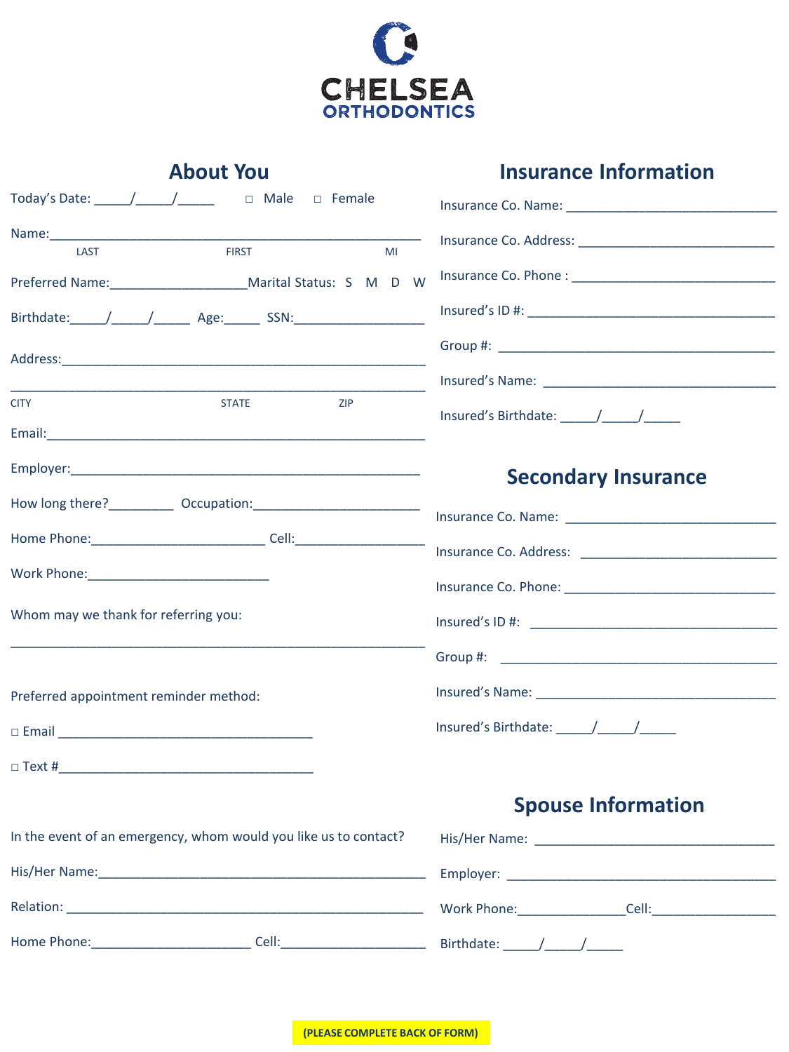# CHELSEA ORTHODONTICS

## About You

Today's Date: _____/_____/_____ ☐ Male ☐ Female

Name:_______________________________________________________
LAST FIRST MI

Preferred Name:___________________Marital Status: S M D W

Birthdate:_____/_____/_____ Age:_____ SSN:__________________

Address:_____________________________________________________

_____________________________________________________________
CITY STATE ZIP

Email:_______________________________________________________

Employer:____________________________________________________

How long there?_________ Occupation:_______________________

Home Phone:________________________ Cell:_________________

Work Phone:_________________________

Whom may we thank for referring you:

_____________________________________________________________

Preferred appointment reminder method:

☐ Email ___________________________________

☐ Text #___________________________________

In the event of an emergency, whom would you like us to contact?

His/Her Name:_______________________________________________

Relation: ___________________________________________________

Home Phone:______________________ Cell:____________________

## Insurance Information

Insurance Co. Name: _____________________________

Insurance Co. Address: ___________________________

Insurance Co. Phone : _____________________________

Insured's ID #: ___________________________________

Group #: _________________________________________

Insured's Name: __________________________________

Insured's Birthdate: _____/_____/_____

## Secondary Insurance

Insurance Co. Name: _____________________________

Insurance Co. Address: ___________________________

Insurance Co. Phone: _____________________________

Insured's ID #: ___________________________________

Group #: _________________________________________

Insured's Name: __________________________________

Insured's Birthdate: _____/_____/_____

## Spouse Information

His/Her Name: ___________________________________

Employer: _______________________________________

Work Phone:______________Cell:________________

Birthdate: _____/_____/_____

**(PLEASE COMPLETE BACK OF FORM)**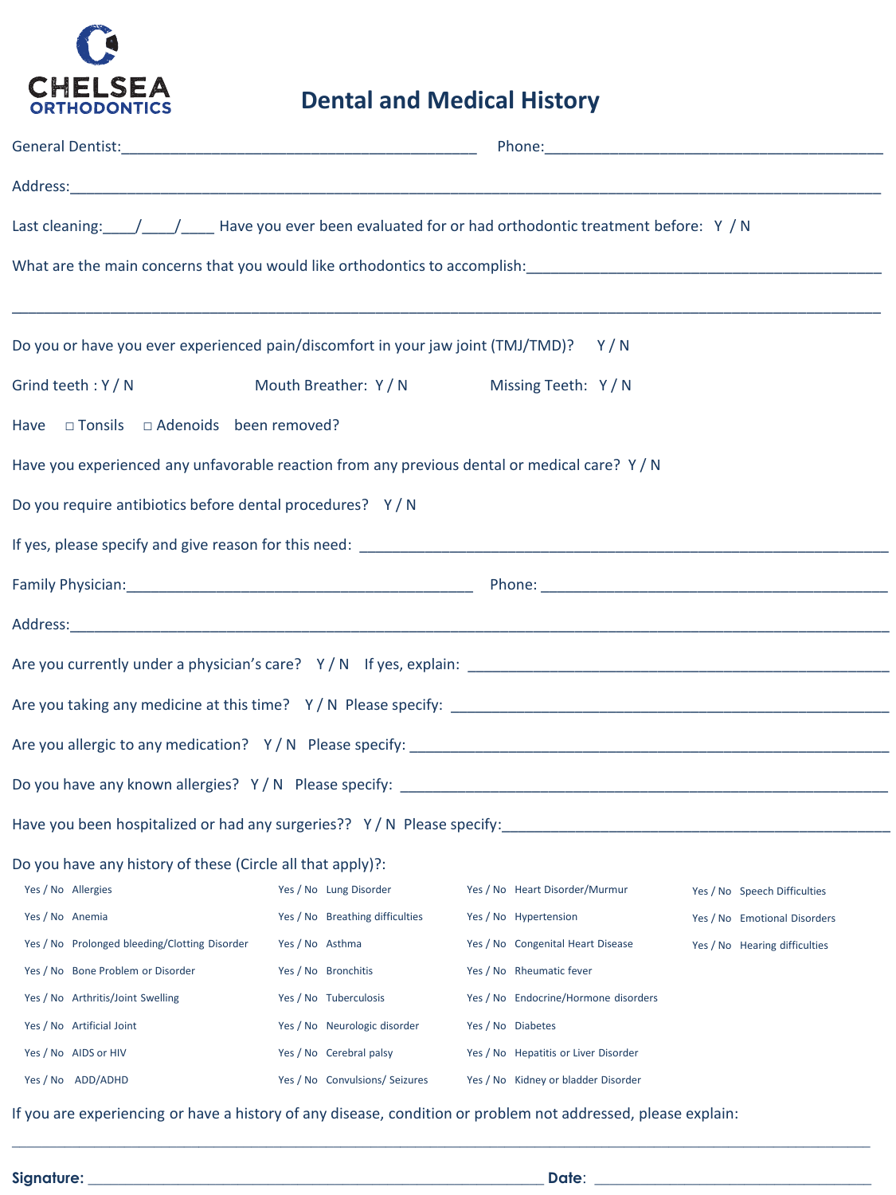CHELSEA ORTHODONTICS

# Dental and Medical History

General Dentist:___________________________________________ Phone:_________________________________________

Address:_______________________________________________________________________________________________

Last cleaning:____/____/____ Have you ever been evaluated for or had orthodontic treatment before: Y / N

What are the main concerns that you would like orthodontics to accomplish:_____________________________________________

_______________________________________________________________________________________________________

Do you or have you ever experienced pain/discomfort in your jaw joint (TMJ/TMD)? Y / N

Grind teeth : Y / N Mouth Breather: Y / N Missing Teeth: Y / N

Have □ Tonsils □ Adenoids been removed?

Have you experienced any unfavorable reaction from any previous dental or medical care? Y / N

Do you require antibiotics before dental procedures? Y / N

If yes, please specify and give reason for this need: _________________________________________________________________

Family Physician:__________________________________________ Phone: ___________________________________________

Address:_______________________________________________________________________________________________

Are you currently under a physician's care? Y / N If yes, explain: ___________________________________________________

Are you taking any medicine at this time? Y / N Please specify: _____________________________________________________

Are you allergic to any medication? Y / N Please specify: ___________________________________________________________

Do you have any known allergies? Y / N Please specify: ____________________________________________________________

Have you been hospitalized or had any surgeries?? Y / N Please specify:_______________________________________________

Do you have any history of these (Circle all that apply)?:

| | | | |
|---|---|---|---|
| Yes / No Allergies | Yes / No Lung Disorder | Yes / No Heart Disorder/Murmur | Yes / No Speech Difficulties |
| Yes / No Anemia | Yes / No Breathing difficulties | Yes / No Hypertension | Yes / No Emotional Disorders |
| Yes / No Prolonged bleeding/Clotting Disorder | Yes / No Asthma | Yes / No Congenital Heart Disease | Yes / No Hearing difficulties |
| Yes / No Bone Problem or Disorder | Yes / No Bronchitis | Yes / No Rheumatic fever | |
| Yes / No Arthritis/Joint Swelling | Yes / No Tuberculosis | Yes / No Endocrine/Hormone disorders | |
| Yes / No Artificial Joint | Yes / No Neurologic disorder | Yes / No Diabetes | |
| Yes / No AIDS or HIV | Yes / No Cerebral palsy | Yes / No Hepatitis or Liver Disorder | |
| Yes / No ADD/ADHD | Yes / No Convulsions/ Seizures | Yes / No Kidney or bladder Disorder | |

If you are experiencing or have a history of any disease, condition or problem not addressed, please explain:

_______________________________________________________________________________________________________

**Signature:** ___________________________________________________________ **Date**: ____________________________________